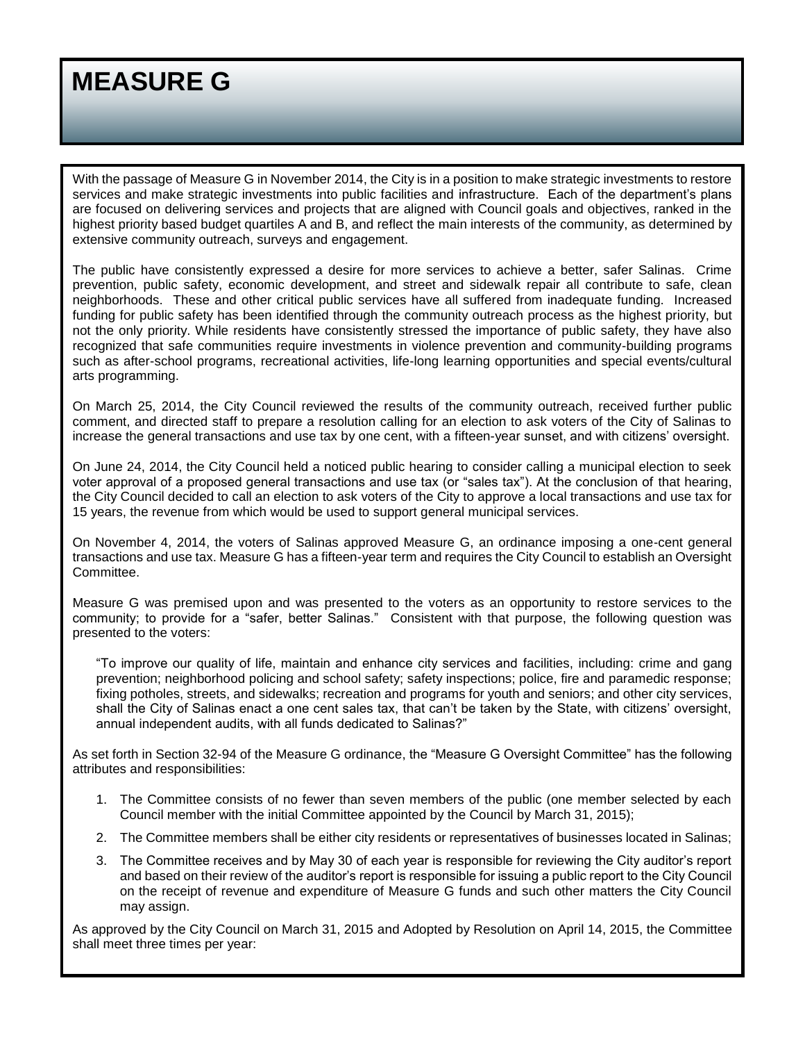# MEASURE G

With the passage of Measure G in November 2014, the City is in a position to make strategic investments to restore services and make strategic investments into public facilities and infrastructure. Each of the department's plans are focused on delivering services and projects that are aligned with Council goals and objectives, ranked in the highest priority based budget quartiles A and B, and reflect the main interests of the community, as determined by extensive community outreach, surveys and engagement.

The public have consistently expressed a desire for more services to achieve a better, safer Salinas. Crime prevention, public safety, economic development, and street and sidewalk repair all contribute to safe, clean neighborhoods. These and other critical public services have all suffered from inadequate funding. Increased funding for public safety has been identified through the community outreach process as the highest priority, but not the only priority. While residents have consistently stressed the importance of public safety, they have also recognized that safe communities require investments in violence prevention and community-building programs such as after-school programs, recreational activities, life-long learning opportunities and special events/cultural arts programming.

On March 25, 2014, the City Council reviewed the results of the community outreach, received further public comment, and directed staff to prepare a resolution calling for an election to ask voters of the City of Salinas to increase the general transactions and use tax by one cent, with a fifteen-year sunset, and with citizens' oversight.

On June 24, 2014, the City Council held a noticed public hearing to consider calling a municipal election to seek voter approval of a proposed general transactions and use tax (or "sales tax"). At the conclusion of that hearing, the City Council decided to call an election to ask voters of the City to approve a local transactions and use tax for 15 years, the revenue from which would be used to support general municipal services.

On November 4, 2014, the voters of Salinas approved Measure G, an ordinance imposing a one-cent general transactions and use tax. Measure G has a fifteen-year term and requires the City Council to establish an Oversight Committee.

Measure G was premised upon and was presented to the voters as an opportunity to restore services to the community; to provide for a "safer, better Salinas." Consistent with that purpose, the following question was presented to the voters:

> "To improve our quality of life, maintain and enhance city services and facilities, including: crime and gang prevention; neighborhood policing and school safety; safety inspections; police, fire and paramedic response; fixing potholes, streets, and sidewalks; recreation and programs for youth and seniors; and other city services, shall the City of Salinas enact a one cent sales tax, that can't be taken by the State, with citizens' oversight, annual independent audits, with all funds dedicated to Salinas?"

As set forth in Section 32-94 of the Measure G ordinance, the "Measure G Oversight Committee" has the following attributes and responsibilities:

1. The Committee consists of no fewer than seven members of the public (one member selected by each Council member with the initial Committee appointed by the Council by March 31, 2015);
2. The Committee members shall be either city residents or representatives of businesses located in Salinas;
3. The Committee receives and by May 30 of each year is responsible for reviewing the City auditor's report and based on their review of the auditor's report is responsible for issuing a public report to the City Council on the receipt of revenue and expenditure of Measure G funds and such other matters the City Council may assign.

As approved by the City Council on March 31, 2015 and Adopted by Resolution on April 14, 2015, the Committee shall meet three times per year: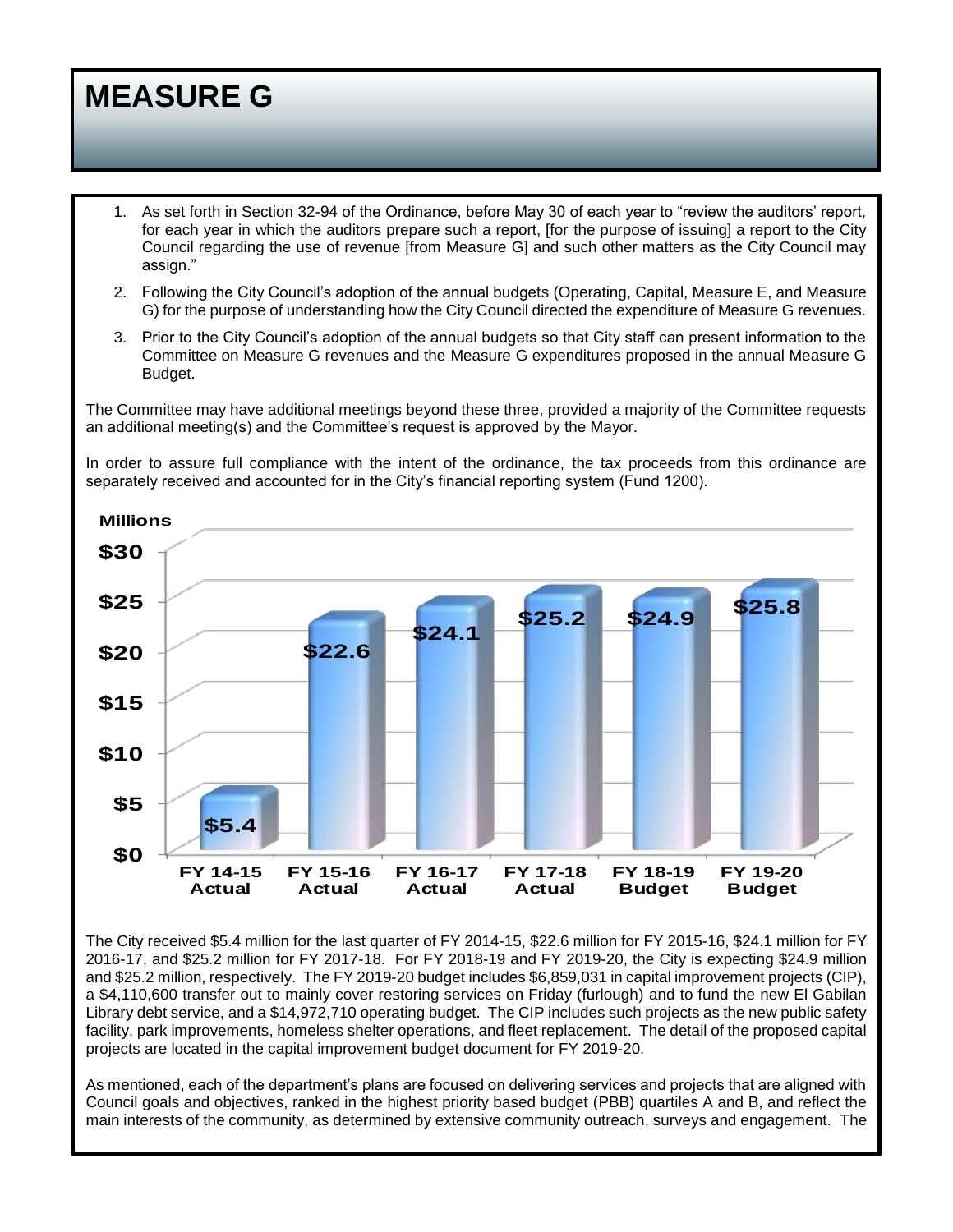# MEASURE G

1. As set forth in Section 32-94 of the Ordinance, before May 30 of each year to "review the auditors' report, for each year in which the auditors prepare such a report, [for the purpose of issuing] a report to the City Council regarding the use of revenue [from Measure G] and such other matters as the City Council may assign."
2. Following the City Council's adoption of the annual budgets (Operating, Capital, Measure E, and Measure G) for the purpose of understanding how the City Council directed the expenditure of Measure G revenues.
3. Prior to the City Council's adoption of the annual budgets so that City staff can present information to the Committee on Measure G revenues and the Measure G expenditures proposed in the annual Measure G Budget.

The Committee may have additional meetings beyond these three, provided a majority of the Committee requests an additional meeting(s) and the Committee's request is approved by the Mayor.

In order to assure full compliance with the intent of the ordinance, the tax proceeds from this ordinance are separately received and accounted for in the City's financial reporting system (Fund 1200).

| Fiscal Year | Millions |
|---|---|
| FY 14-15 Actual | $5.4 |
| FY 15-16 Actual | $22.6 |
| FY 16-17 Actual | $24.1 |
| FY 17-18 Actual | $25.2 |
| FY 18-19 Budget | $24.9 |
| FY 19-20 Budget | $25.8 |

The City received $5.4 million for the last quarter of FY 2014-15, $22.6 million for FY 2015-16, $24.1 million for FY 2016-17, and $25.2 million for FY 2017-18. For FY 2018-19 and FY 2019-20, the City is expecting $24.9 million and $25.2 million, respectively. The FY 2019-20 budget includes $6,859,031 in capital improvement projects (CIP), a $4,110,600 transfer out to mainly cover restoring services on Friday (furlough) and to fund the new El Gabilan Library debt service, and a $14,972,710 operating budget. The CIP includes such projects as the new public safety facility, park improvements, homeless shelter operations, and fleet replacement. The detail of the proposed capital projects are located in the capital improvement budget document for FY 2019-20.

As mentioned, each of the department's plans are focused on delivering services and projects that are aligned with Council goals and objectives, ranked in the highest priority based budget (PBB) quartiles A and B, and reflect the main interests of the community, as determined by extensive community outreach, surveys and engagement. The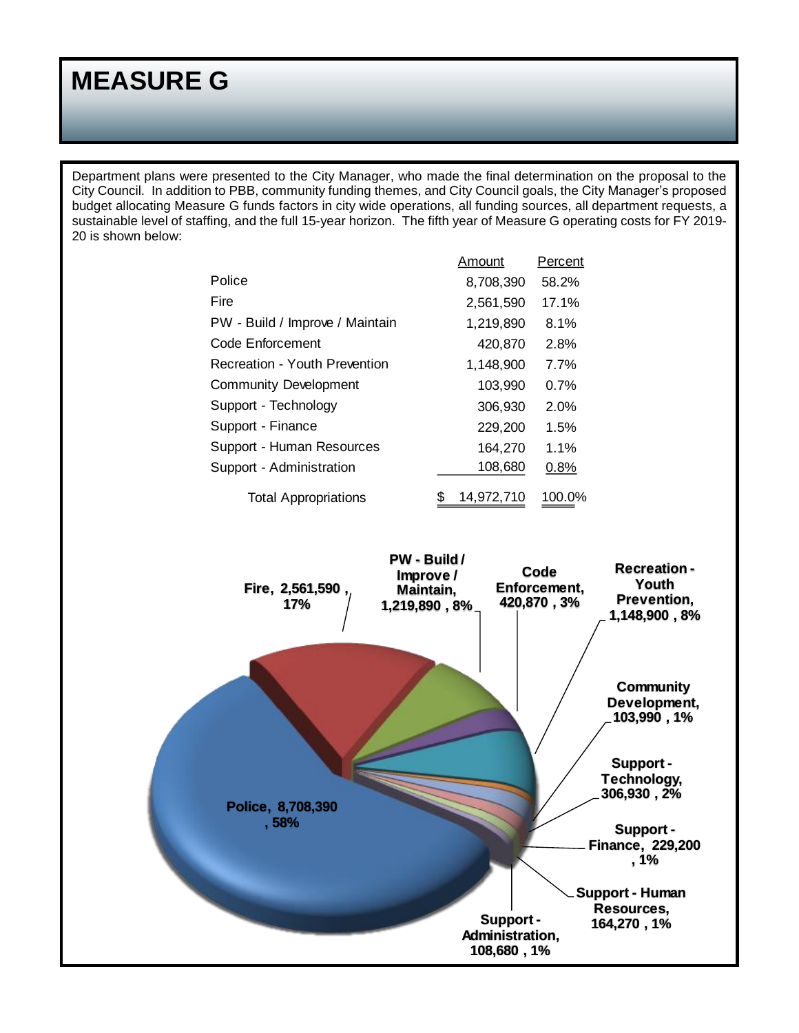# MEASURE G

Department plans were presented to the City Manager, who made the final determination on the proposal to the City Council. In addition to PBB, community funding themes, and City Council goals, the City Manager's proposed budget allocating Measure G funds factors in city wide operations, all funding sources, all department requests, a sustainable level of staffing, and the full 15-year horizon. The fifth year of Measure G operating costs for FY 2019-20 is shown below:

| | Amount | Percent |
|---|---|---|
| Police | 8,708,390 | 58.2% |
| Fire | 2,561,590 | 17.1% |
| PW - Build / Improve / Maintain | 1,219,890 | 8.1% |
| Code Enforcement | 420,870 | 2.8% |
| Recreation - Youth Prevention | 1,148,900 | 7.7% |
| Community Development | 103,990 | 0.7% |
| Support - Technology | 306,930 | 2.0% |
| Support - Finance | 229,200 | 1.5% |
| Support - Human Resources | 164,270 | 1.1% |
| Support - Administration | 108,680 | 0.8% |
| Total Appropriations | $ 14,972,710 | 100.0% |

Police, 8,708,390, 58%
Fire, 2,561,590, 17%
PW - Build / Improve / Maintain, 1,219,890, 8%
Code Enforcement, 420,870, 3%
Recreation - Youth Prevention, 1,148,900, 8%
Community Development, 103,990, 1%
Support - Technology, 306,930, 2%
Support - Finance, 229,200, 1%
Support - Human Resources, 164,270, 1%
Support - Administration, 108,680, 1%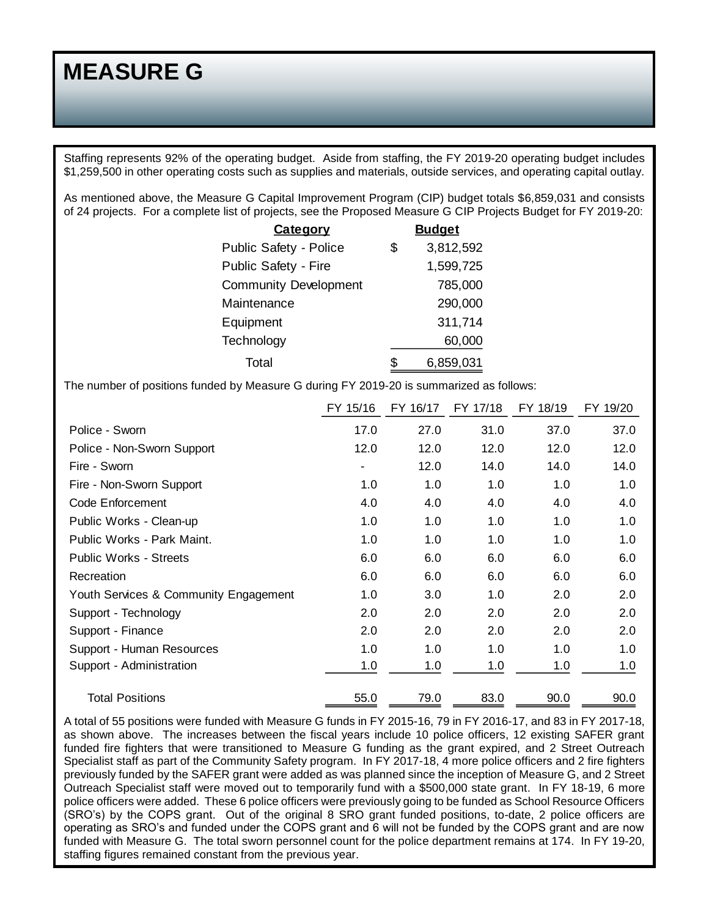# MEASURE G

Staffing represents 92% of the operating budget. Aside from staffing, the FY 2019-20 operating budget includes $1,259,500 in other operating costs such as supplies and materials, outside services, and operating capital outlay.

As mentioned above, the Measure G Capital Improvement Program (CIP) budget totals $6,859,031 and consists of 24 projects. For a complete list of projects, see the Proposed Measure G CIP Projects Budget for FY 2019-20:

| Category | Budget |
| --- | --- |
| Public Safety - Police | $ 3,812,592 |
| Public Safety - Fire | 1,599,725 |
| Community Development | 785,000 |
| Maintenance | 290,000 |
| Equipment | 311,714 |
| Technology | 60,000 |
| Total | $ 6,859,031 |

The number of positions funded by Measure G during FY 2019-20 is summarized as follows:

| | FY 15/16 | FY 16/17 | FY 17/18 | FY 18/19 | FY 19/20 |
| --- | --- | --- | --- | --- | --- |
| Police - Sworn | 17.0 | 27.0 | 31.0 | 37.0 | 37.0 |
| Police - Non-Sworn Support | 12.0 | 12.0 | 12.0 | 12.0 | 12.0 |
| Fire - Sworn | - | 12.0 | 14.0 | 14.0 | 14.0 |
| Fire - Non-Sworn Support | 1.0 | 1.0 | 1.0 | 1.0 | 1.0 |
| Code Enforcement | 4.0 | 4.0 | 4.0 | 4.0 | 4.0 |
| Public Works - Clean-up | 1.0 | 1.0 | 1.0 | 1.0 | 1.0 |
| Public Works - Park Maint. | 1.0 | 1.0 | 1.0 | 1.0 | 1.0 |
| Public Works - Streets | 6.0 | 6.0 | 6.0 | 6.0 | 6.0 |
| Recreation | 6.0 | 6.0 | 6.0 | 6.0 | 6.0 |
| Youth Services & Community Engagement | 1.0 | 3.0 | 1.0 | 2.0 | 2.0 |
| Support - Technology | 2.0 | 2.0 | 2.0 | 2.0 | 2.0 |
| Support - Finance | 2.0 | 2.0 | 2.0 | 2.0 | 2.0 |
| Support - Human Resources | 1.0 | 1.0 | 1.0 | 1.0 | 1.0 |
| Support - Administration | 1.0 | 1.0 | 1.0 | 1.0 | 1.0 |
| Total Positions | 55.0 | 79.0 | 83.0 | 90.0 | 90.0 |

A total of 55 positions were funded with Measure G funds in FY 2015-16, 79 in FY 2016-17, and 83 in FY 2017-18, as shown above. The increases between the fiscal years include 10 police officers, 12 existing SAFER grant funded fire fighters that were transitioned to Measure G funding as the grant expired, and 2 Street Outreach Specialist staff as part of the Community Safety program. In FY 2017-18, 4 more police officers and 2 fire fighters previously funded by the SAFER grant were added as was planned since the inception of Measure G, and 2 Street Outreach Specialist staff were moved out to temporarily fund with a $500,000 state grant. In FY 18-19, 6 more police officers were added. These 6 police officers were previously going to be funded as School Resource Officers (SRO's) by the COPS grant. Out of the original 8 SRO grant funded positions, to-date, 2 police officers are operating as SRO's and funded under the COPS grant and 6 will not be funded by the COPS grant and are now funded with Measure G. The total sworn personnel count for the police department remains at 174. In FY 19-20, staffing figures remained constant from the previous year.